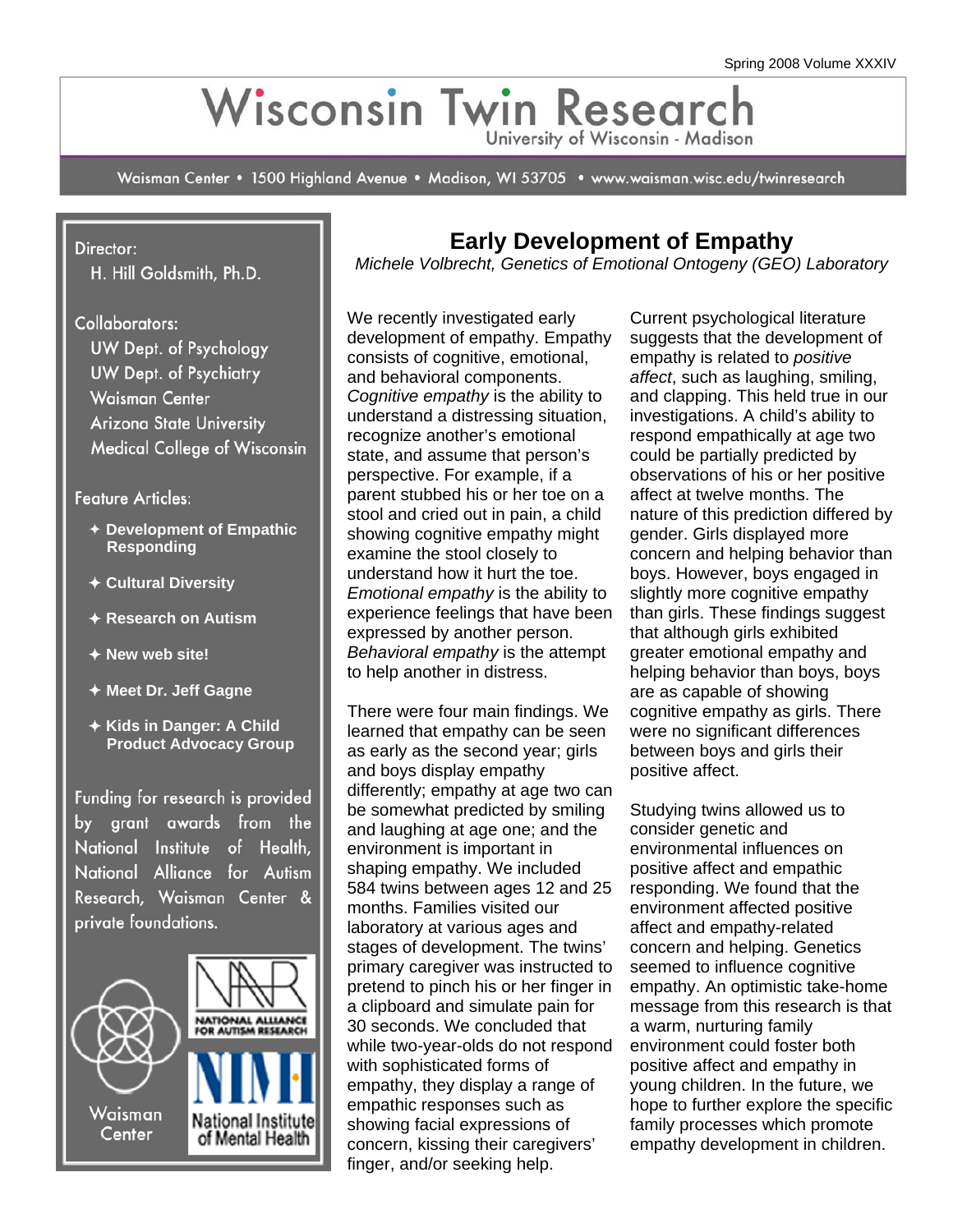# Wisconsin Twin Research

University of Wisconsin - Madison

Waisman Center • 1500 Highland Avenue • Madison, WI 53705 • www.waisman.wisc.edu/twinresearch

Director:
H. Hill Goldsmith, Ph.D.

Collaborators:
UW Dept. of Psychology
UW Dept. of Psychiatry
Waisman Center
Arizona State University
Medical College of Wisconsin

Feature Articles:

- **Development of Empathic Responding**
- **Cultural Diversity**
- **Research on Autism**
- **New web site!**
- **Meet Dr. Jeff Gagne**
- **Kids in Danger: A Child Product Advocacy Group**

Funding for research is provided by grant awards from the National Institute of Health, National Alliance for Autism Research, Waisman Center & private foundations.

Waisman Center

National Alliance for Autism Research

National Institute of Mental Health

## Early Development of Empathy

*Michele Volbrecht, Genetics of Emotional Ontogeny (GEO) Laboratory*

We recently investigated early development of empathy. Empathy consists of cognitive, emotional, and behavioral components. *Cognitive empathy* is the ability to understand a distressing situation, recognize another's emotional state, and assume that person's perspective. For example, if a parent stubbed his or her toe on a stool and cried out in pain, a child showing cognitive empathy might examine the stool closely to understand how it hurt the toe. *Emotional empathy* is the ability to experience feelings that have been expressed by another person. *Behavioral empathy* is the attempt to help another in distress.

There were four main findings. We learned that empathy can be seen as early as the second year; girls and boys display empathy differently; empathy at age two can be somewhat predicted by smiling and laughing at age one; and the environment is important in shaping empathy. We included 584 twins between ages 12 and 25 months. Families visited our laboratory at various ages and stages of development. The twins' primary caregiver was instructed to pretend to pinch his or her finger in a clipboard and simulate pain for 30 seconds. We concluded that while two-year-olds do not respond with sophisticated forms of empathy, they display a range of empathic responses such as showing facial expressions of concern, kissing their caregivers' finger, and/or seeking help.

Current psychological literature suggests that the development of empathy is related to *positive affect*, such as laughing, smiling, and clapping. This held true in our investigations. A child's ability to respond empathically at age two could be partially predicted by observations of his or her positive affect at twelve months. The nature of this prediction differed by gender. Girls displayed more concern and helping behavior than boys. However, boys engaged in slightly more cognitive empathy than girls. These findings suggest that although girls exhibited greater emotional empathy and helping behavior than boys, boys are as capable of showing cognitive empathy as girls. There were no significant differences between boys and girls their positive affect.

Studying twins allowed us to consider genetic and environmental influences on positive affect and empathic responding. We found that the environment affected positive affect and empathy-related concern and helping. Genetics seemed to influence cognitive empathy. An optimistic take-home message from this research is that a warm, nurturing family environment could foster both positive affect and empathy in young children. In the future, we hope to further explore the specific family processes which promote empathy development in children.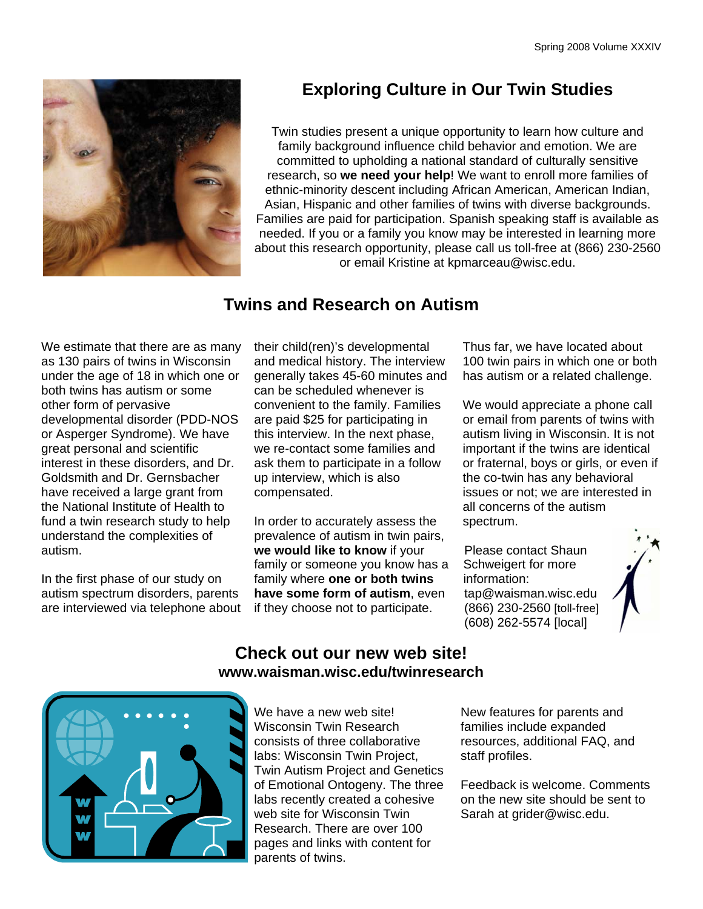## Exploring Culture in Our Twin Studies

Twin studies present a unique opportunity to learn how culture and family background influence child behavior and emotion. We are committed to upholding a national standard of culturally sensitive research, so **we need your help**! We want to enroll more families of ethnic-minority descent including African American, American Indian, Asian, Hispanic and other families of twins with diverse backgrounds. Families are paid for participation. Spanish speaking staff is available as needed. If you or a family you know may be interested in learning more about this research opportunity, please call us toll-free at (866) 230-2560 or email Kristine at kpmarceau@wisc.edu.

## Twins and Research on Autism

We estimate that there are as many as 130 pairs of twins in Wisconsin under the age of 18 in which one or both twins has autism or some other form of pervasive developmental disorder (PDD-NOS or Asperger Syndrome). We have great personal and scientific interest in these disorders, and Dr. Goldsmith and Dr. Gernsbacher have received a large grant from the National Institute of Health to fund a twin research study to help understand the complexities of autism.

In the first phase of our study on autism spectrum disorders, parents are interviewed via telephone about their child(ren)'s developmental and medical history. The interview generally takes 45-60 minutes and can be scheduled whenever is convenient to the family. Families are paid $25 for participating in this interview. In the next phase, we re-contact some families and ask them to participate in a follow up interview, which is also compensated.

In order to accurately assess the prevalence of autism in twin pairs, **we would like to know** if your family or someone you know has a family where **one or both twins have some form of autism**, even if they choose not to participate.

Thus far, we have located about 100 twin pairs in which one or both has autism or a related challenge.

We would appreciate a phone call or email from parents of twins with autism living in Wisconsin. It is not important if the twins are identical or fraternal, boys or girls, or even if the co-twin has any behavioral issues or not; we are interested in all concerns of the autism spectrum.

Please contact Shaun Schweigert for more information:
tap@waisman.wisc.edu
(866) 230-2560 [toll-free]
(608) 262-5574 [local]

## Check out our new web site!
### www.waisman.wisc.edu/twinresearch

We have a new web site! Wisconsin Twin Research consists of three collaborative labs: Wisconsin Twin Project, Twin Autism Project and Genetics of Emotional Ontogeny. The three labs recently created a cohesive web site for Wisconsin Twin Research. There are over 100 pages and links with content for parents of twins.

New features for parents and families include expanded resources, additional FAQ, and staff profiles.

Feedback is welcome. Comments on the new site should be sent to Sarah at grider@wisc.edu.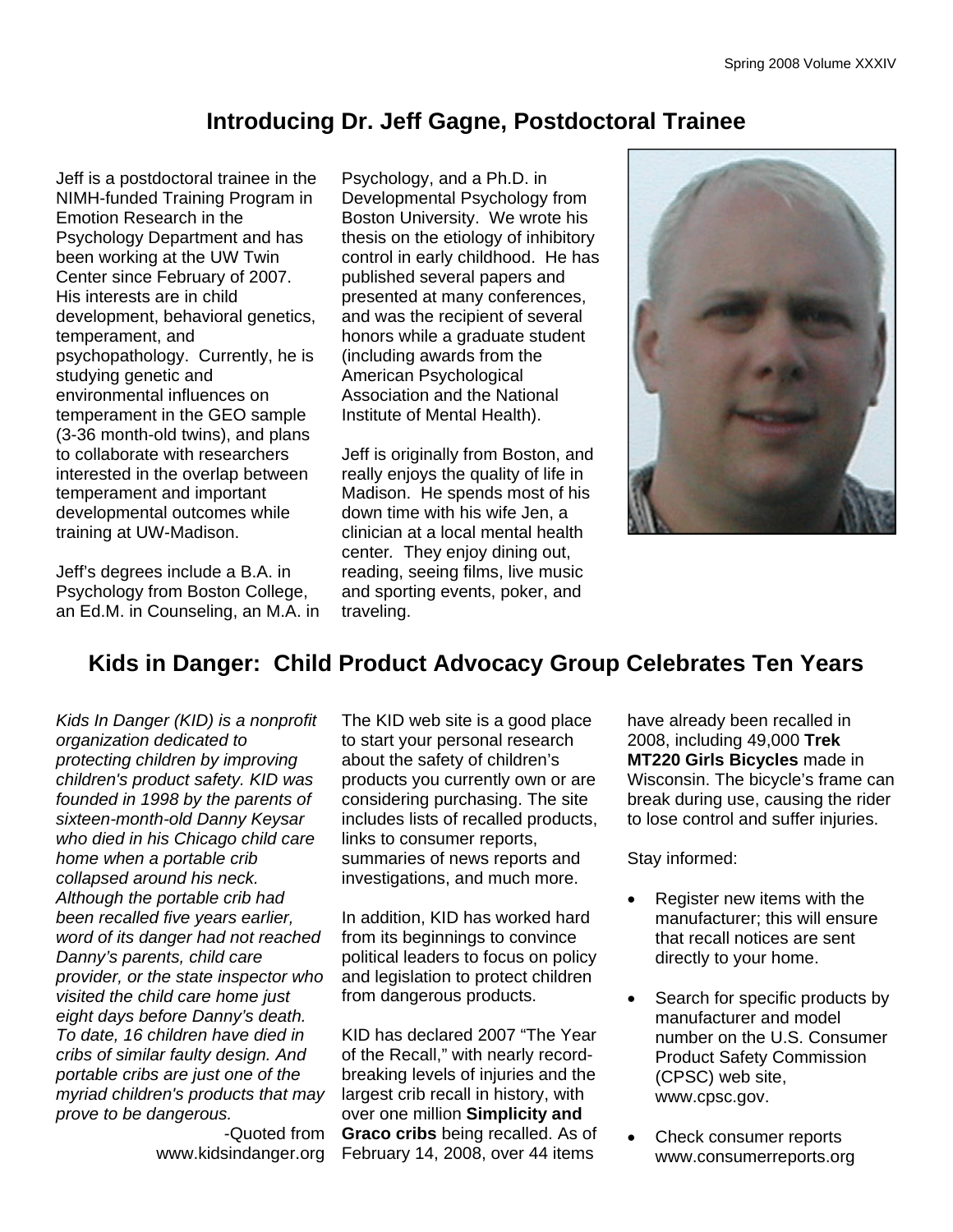## Introducing Dr. Jeff Gagne, Postdoctoral Trainee

Jeff is a postdoctoral trainee in the NIMH-funded Training Program in Emotion Research in the Psychology Department and has been working at the UW Twin Center since February of 2007. His interests are in child development, behavioral genetics, temperament, and psychopathology. Currently, he is studying genetic and environmental influences on temperament in the GEO sample (3-36 month-old twins), and plans to collaborate with researchers interested in the overlap between temperament and important developmental outcomes while training at UW-Madison.

Jeff's degrees include a B.A. in Psychology from Boston College, an Ed.M. in Counseling, an M.A. in Psychology, and a Ph.D. in Developmental Psychology from Boston University. We wrote his thesis on the etiology of inhibitory control in early childhood. He has published several papers and presented at many conferences, and was the recipient of several honors while a graduate student (including awards from the American Psychological Association and the National Institute of Mental Health).

Jeff is originally from Boston, and really enjoys the quality of life in Madison. He spends most of his down time with his wife Jen, a clinician at a local mental health center. They enjoy dining out, reading, seeing films, live music and sporting events, poker, and traveling.

## Kids in Danger: Child Product Advocacy Group Celebrates Ten Years

*Kids In Danger (KID) is a nonprofit organization dedicated to protecting children by improving children's product safety. KID was founded in 1998 by the parents of sixteen-month-old Danny Keysar who died in his Chicago child care home when a portable crib collapsed around his neck. Although the portable crib had been recalled five years earlier, word of its danger had not reached Danny's parents, child care provider, or the state inspector who visited the child care home just eight days before Danny's death. To date, 16 children have died in cribs of similar faulty design. And portable cribs are just one of the myriad children's products that may prove to be dangerous.*

-Quoted from www.kidsindanger.org

The KID web site is a good place to start your personal research about the safety of children's products you currently own or are considering purchasing. The site includes lists of recalled products, links to consumer reports, summaries of news reports and investigations, and much more.

In addition, KID has worked hard from its beginnings to convince political leaders to focus on policy and legislation to protect children from dangerous products.

KID has declared 2007 "The Year of the Recall," with nearly record-breaking levels of injuries and the largest crib recall in history, with over one million **Simplicity and Graco cribs** being recalled. As of February 14, 2008, over 44 items have already been recalled in 2008, including 49,000 **Trek MT220 Girls Bicycles** made in Wisconsin. The bicycle's frame can break during use, causing the rider to lose control and suffer injuries.

Stay informed:

- Register new items with the manufacturer; this will ensure that recall notices are sent directly to your home.
- Search for specific products by manufacturer and model number on the U.S. Consumer Product Safety Commission (CPSC) web site, www.cpsc.gov.
- Check consumer reports www.consumerreports.org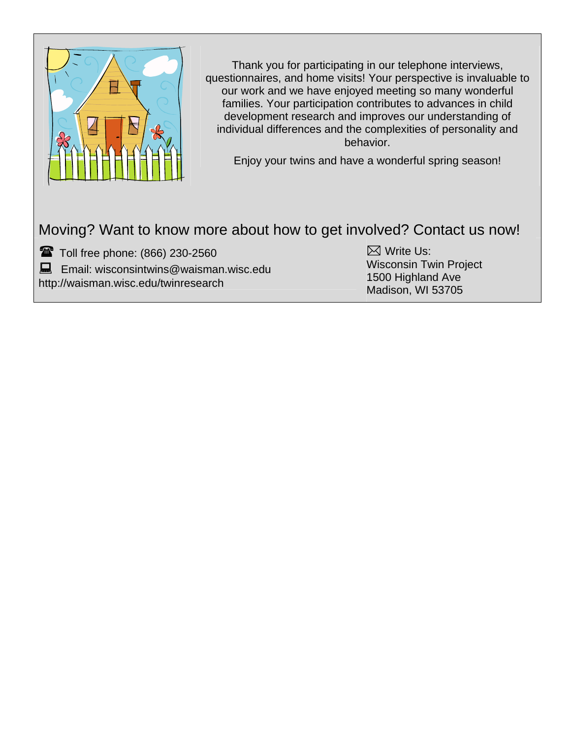Thank you for participating in our telephone interviews, questionnaires, and home visits! Your perspective is invaluable to our work and we have enjoyed meeting so many wonderful families. Your participation contributes to advances in child development research and improves our understanding of individual differences and the complexities of personality and behavior.

Enjoy your twins and have a wonderful spring season!

## Moving? Want to know more about how to get involved? Contact us now!

☎ Toll free phone: (866) 230-2560

Email: wisconsintwins@waisman.wisc.edu

http://waisman.wisc.edu/twinresearch

Write Us:
Wisconsin Twin Project
1500 Highland Ave
Madison, WI 53705